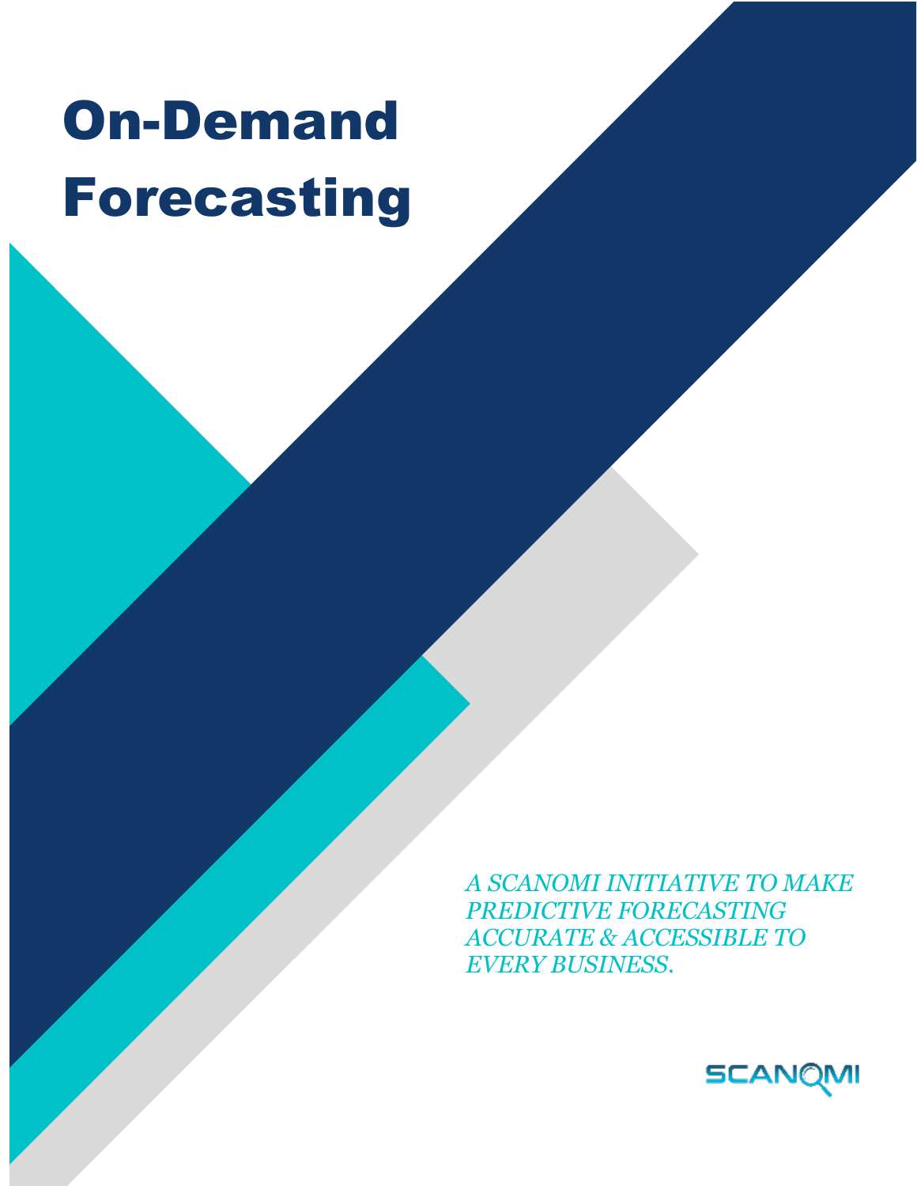# On-Demand Forecasting

*A SCANOMI INITIATIVE TO MAKE PREDICTIVE FORECASTING ACCURATE & ACCESSIBLE TO EVERY BUSINESS.*

SCANOMI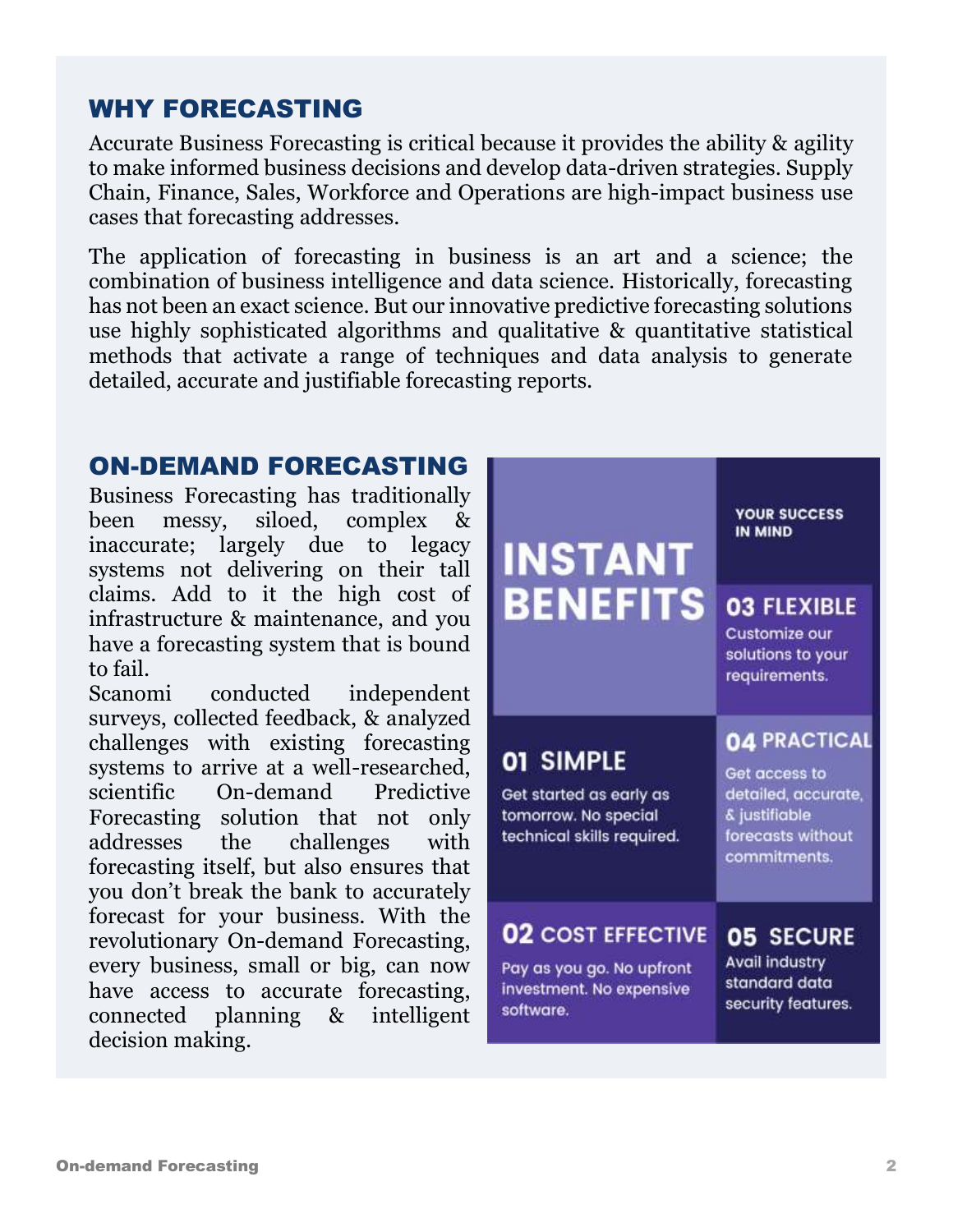## WHY FORECASTING

Accurate Business Forecasting is critical because it provides the ability & agility to make informed business decisions and develop data-driven strategies. Supply Chain, Finance, Sales, Workforce and Operations are high-impact business use cases that forecasting addresses.

The application of forecasting in business is an art and a science; the combination of business intelligence and data science. Historically, forecasting has not been an exact science. But our innovative predictive forecasting solutions use highly sophisticated algorithms and qualitative & quantitative statistical methods that activate a range of techniques and data analysis to generate detailed, accurate and justifiable forecasting reports.

## ON-DEMAND FORECASTING

Business Forecasting has traditionally been messy, siloed, complex & inaccurate; largely due to legacy systems not delivering on their tall claims. Add to it the high cost of infrastructure & maintenance, and you have a forecasting system that is bound to fail.

Scanomi conducted independent surveys, collected feedback, & analyzed challenges with existing forecasting systems to arrive at a well-researched, scientific On-demand Predictive Forecasting solution that not only addresses the challenges with forecasting itself, but also ensures that you don't break the bank to accurately forecast for your business. With the revolutionary On-demand Forecasting, every business, small or big, can now have access to accurate forecasting, connected planning & intelligent decision making.

### INSTANT BENEFITS

YOUR SUCCESS IN MIND

**01 SIMPLE**
Get started as early as tomorrow. No special technical skills required.

**02 COST EFFECTIVE**
Pay as you go. No upfront investment. No expensive software.

**03 FLEXIBLE**
Customize our solutions to your requirements.

**04 PRACTICAL**
Get access to detailed, accurate, & justifiable forecasts without commitments.

**05 SECURE**
Avail industry standard data security features.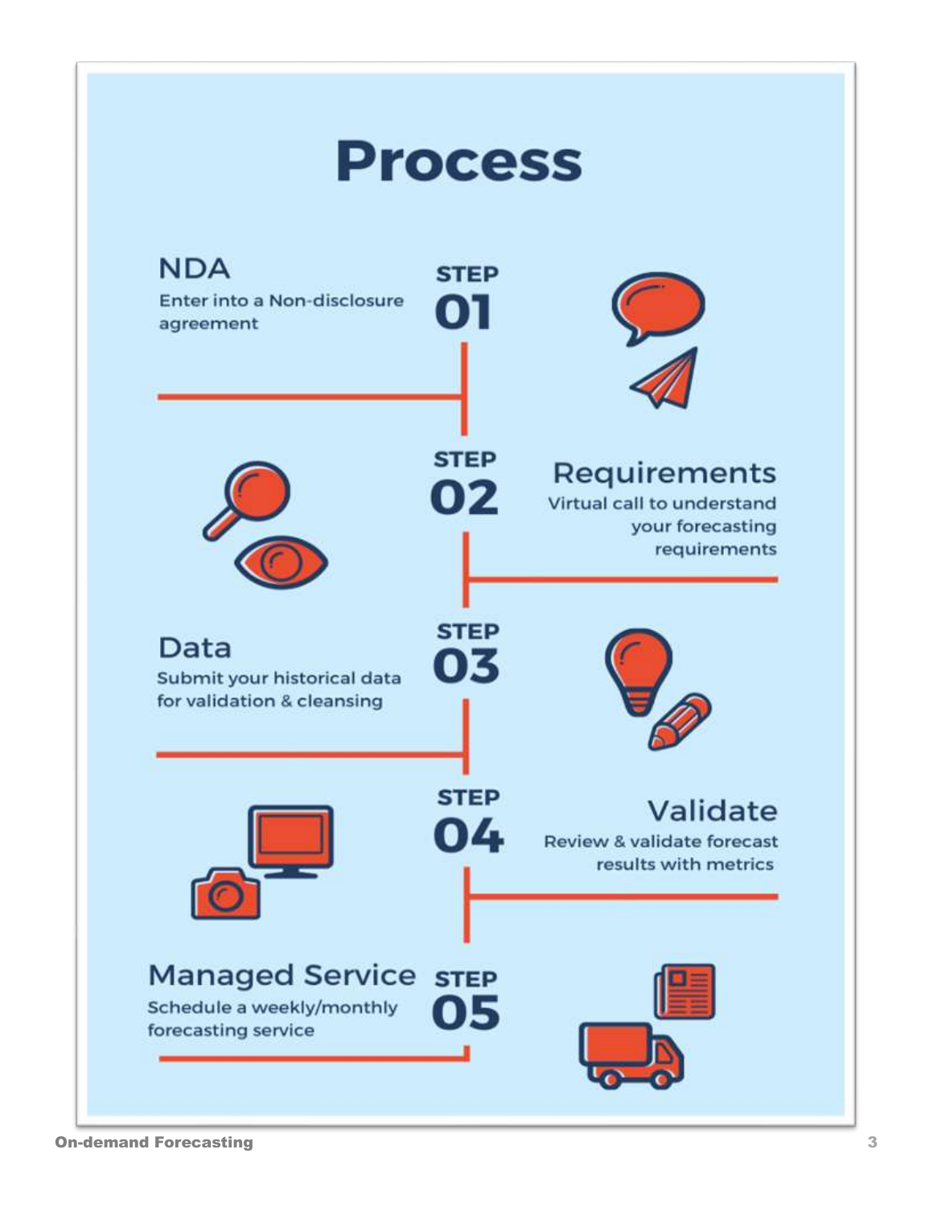# Process

## NDA

**STEP 01**

Enter into a Non-disclosure agreement

## Requirements

**STEP 02**

Virtual call to understand your forecasting requirements

## Data

**STEP 03**

Submit your historical data for validation & cleansing

## Validate

**STEP 04**

Review & validate forecast results with metrics

## Managed Service

**STEP 05**

Schedule a weekly/monthly forecasting service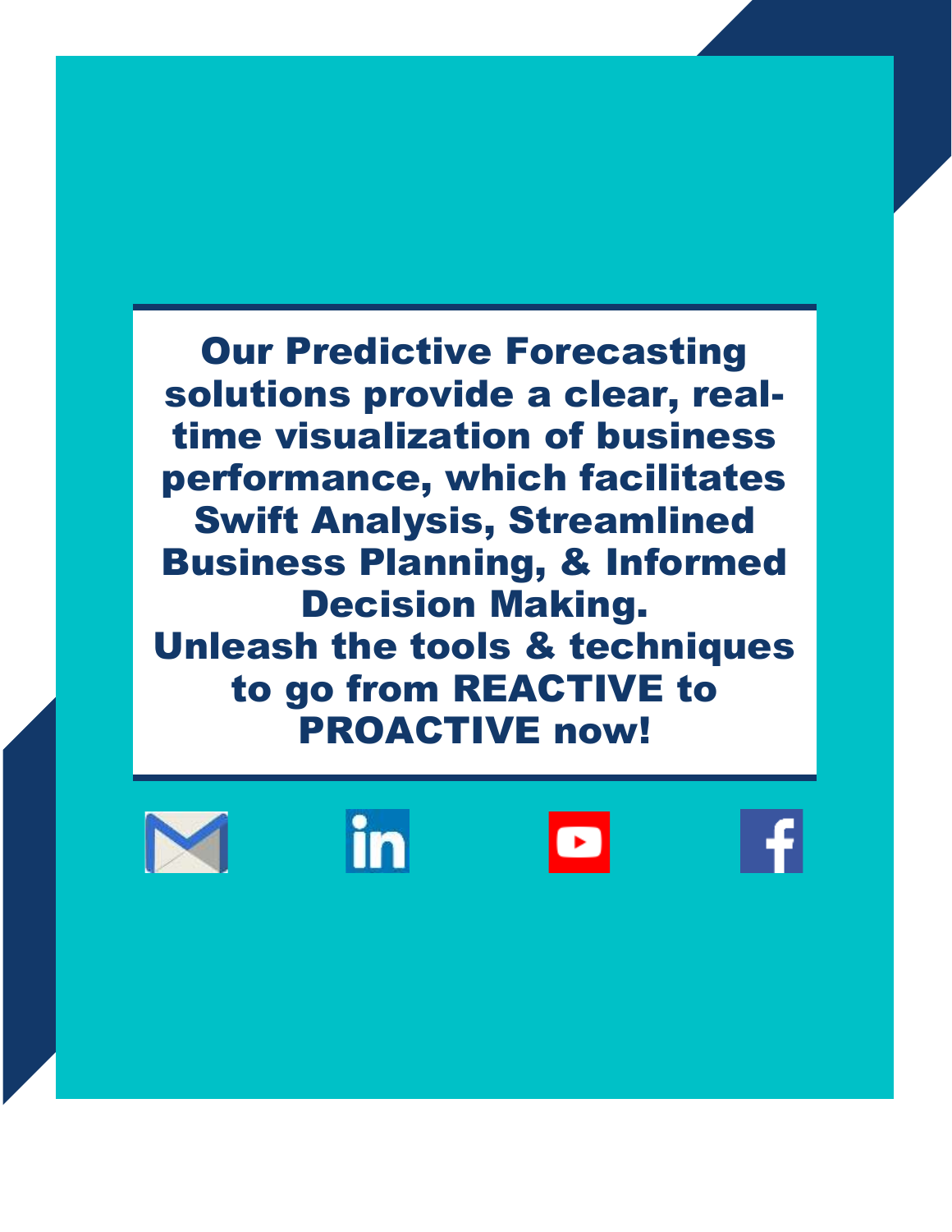**Our Predictive Forecasting solutions provide a clear, real-time visualization of business performance, which facilitates Swift Analysis, Streamlined Business Planning, & Informed Decision Making.**

**Unleash the tools & techniques to go from REACTIVE to PROACTIVE now!**